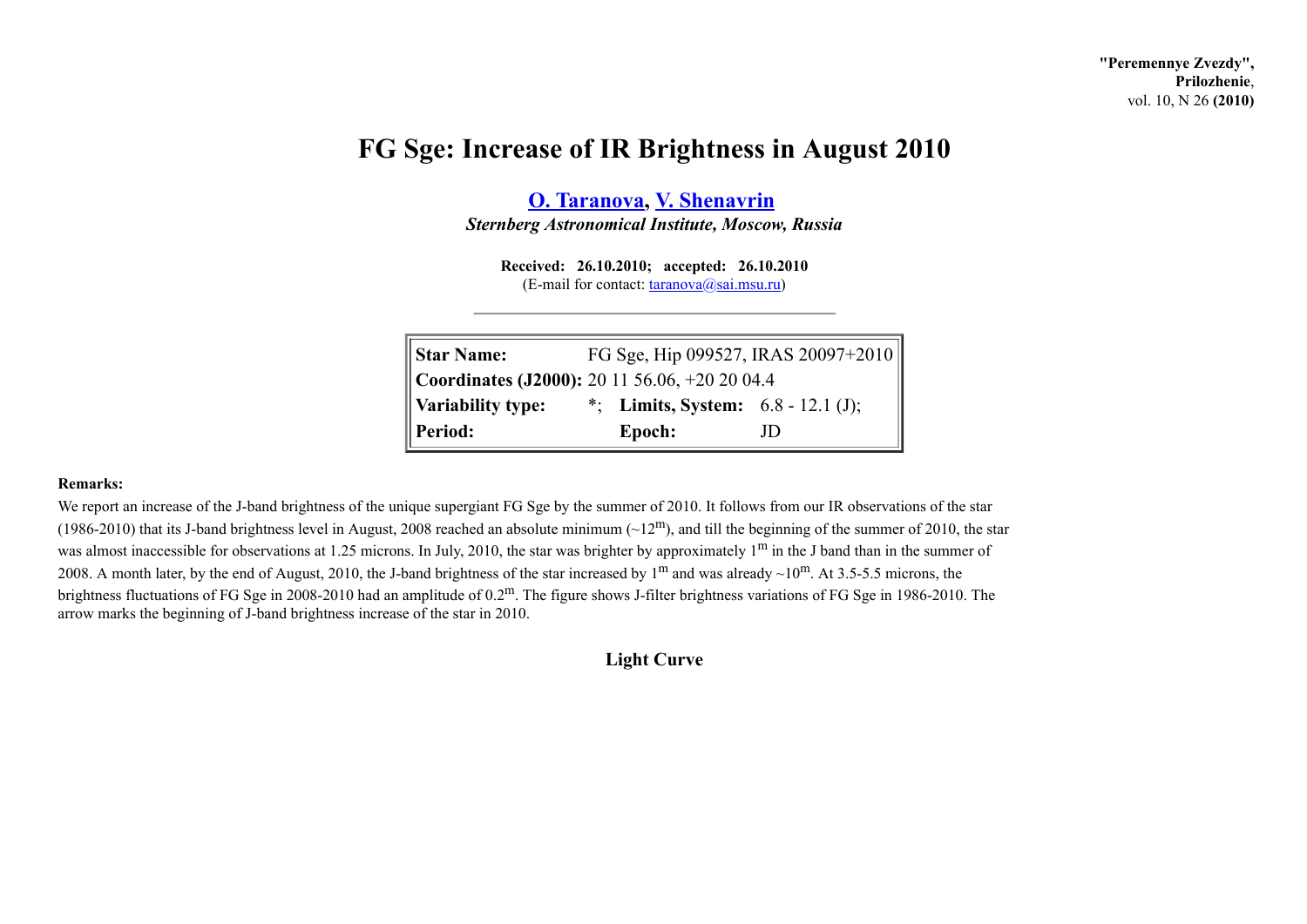"Peremennye Zvezdy",
**Prilozhenie**,
vol. 10, N 26 **(2010)**

# FG Sge: Increase of IR Brightness in August 2010

**O. Taranova, V. Shenavrin**

***Sternberg Astronomical Institute, Moscow, Russia***

**Received: 26.10.2010; accepted: 26.10.2010**
(E-mail for contact: taranova@sai.msu.ru)

| | | | |
|---|---|---|---|
| **Star Name:** | FG Sge, Hip 099527, IRAS 20097+2010 | | |
| **Coordinates (J2000):** | 20 11 56.06, +20 20 04.4 | | |
| **Variability type:** | *; | **Limits, System:** | 6.8 - 12.1 (J); |
| **Period:** | | **Epoch:** | JD |

**Remarks:**

We report an increase of the J-band brightness of the unique supergiant FG Sge by the summer of 2010. It follows from our IR observations of the star (1986-2010) that its J-band brightness level in August, 2008 reached an absolute minimum (~$12^{m}$), and till the beginning of the summer of 2010, the star was almost inaccessible for observations at 1.25 microns. In July, 2010, the star was brighter by approximately $1^{m}$ in the J band than in the summer of 2008. A month later, by the end of August, 2010, the J-band brightness of the star increased by $1^{m}$ and was already ~$10^{m}$. At 3.5-5.5 microns, the brightness fluctuations of FG Sge in 2008-2010 had an amplitude of $0.2^{m}$. The figure shows J-filter brightness variations of FG Sge in 1986-2010. The arrow marks the beginning of J-band brightness increase of the star in 2010.

## Light Curve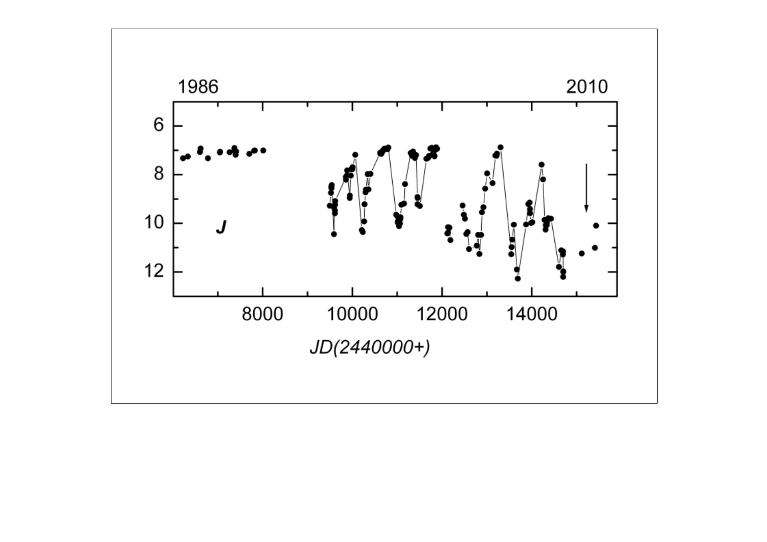1986

2010

6

8

10

12

$J$

8000

10000

12000

14000

$JD(2440000+)$